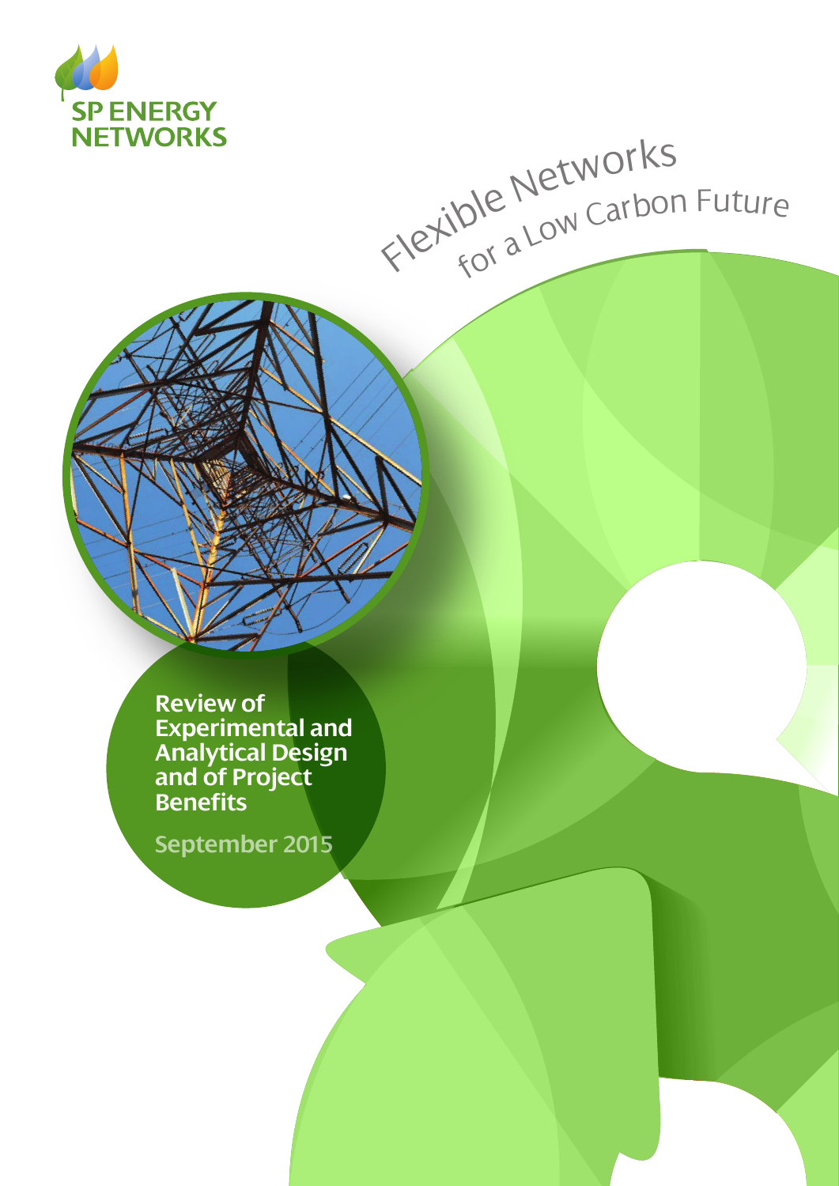SP ENERGY NETWORKS

Flexible Networks for a Low Carbon Future

# Review of Experimental and Analytical Design and of Project Benefits

September 2015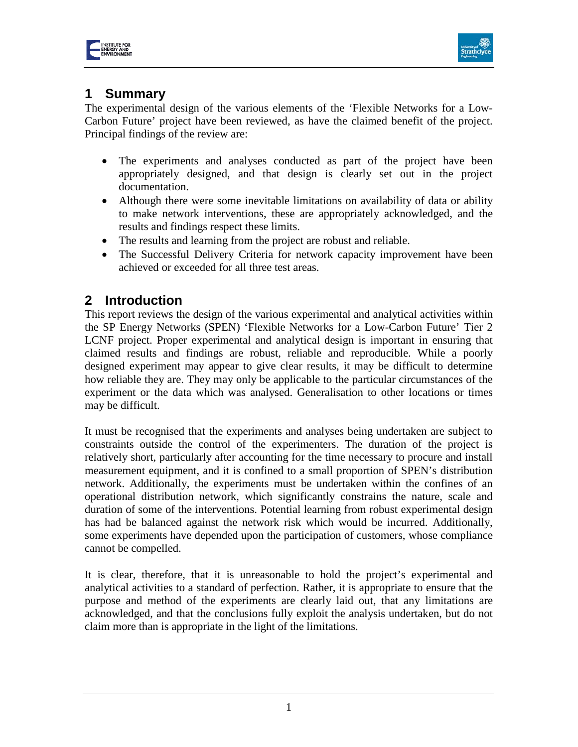## 1 Summary

The experimental design of the various elements of the 'Flexible Networks for a Low-Carbon Future' project have been reviewed, as have the claimed benefit of the project. Principal findings of the review are:

- The experiments and analyses conducted as part of the project have been appropriately designed, and that design is clearly set out in the project documentation.
- Although there were some inevitable limitations on availability of data or ability to make network interventions, these are appropriately acknowledged, and the results and findings respect these limits.
- The results and learning from the project are robust and reliable.
- The Successful Delivery Criteria for network capacity improvement have been achieved or exceeded for all three test areas.

## 2 Introduction

This report reviews the design of the various experimental and analytical activities within the SP Energy Networks (SPEN) 'Flexible Networks for a Low-Carbon Future' Tier 2 LCNF project. Proper experimental and analytical design is important in ensuring that claimed results and findings are robust, reliable and reproducible. While a poorly designed experiment may appear to give clear results, it may be difficult to determine how reliable they are. They may only be applicable to the particular circumstances of the experiment or the data which was analysed. Generalisation to other locations or times may be difficult.

It must be recognised that the experiments and analyses being undertaken are subject to constraints outside the control of the experimenters. The duration of the project is relatively short, particularly after accounting for the time necessary to procure and install measurement equipment, and it is confined to a small proportion of SPEN's distribution network. Additionally, the experiments must be undertaken within the confines of an operational distribution network, which significantly constrains the nature, scale and duration of some of the interventions. Potential learning from robust experimental design has had be balanced against the network risk which would be incurred. Additionally, some experiments have depended upon the participation of customers, whose compliance cannot be compelled.

It is clear, therefore, that it is unreasonable to hold the project's experimental and analytical activities to a standard of perfection. Rather, it is appropriate to ensure that the purpose and method of the experiments are clearly laid out, that any limitations are acknowledged, and that the conclusions fully exploit the analysis undertaken, but do not claim more than is appropriate in the light of the limitations.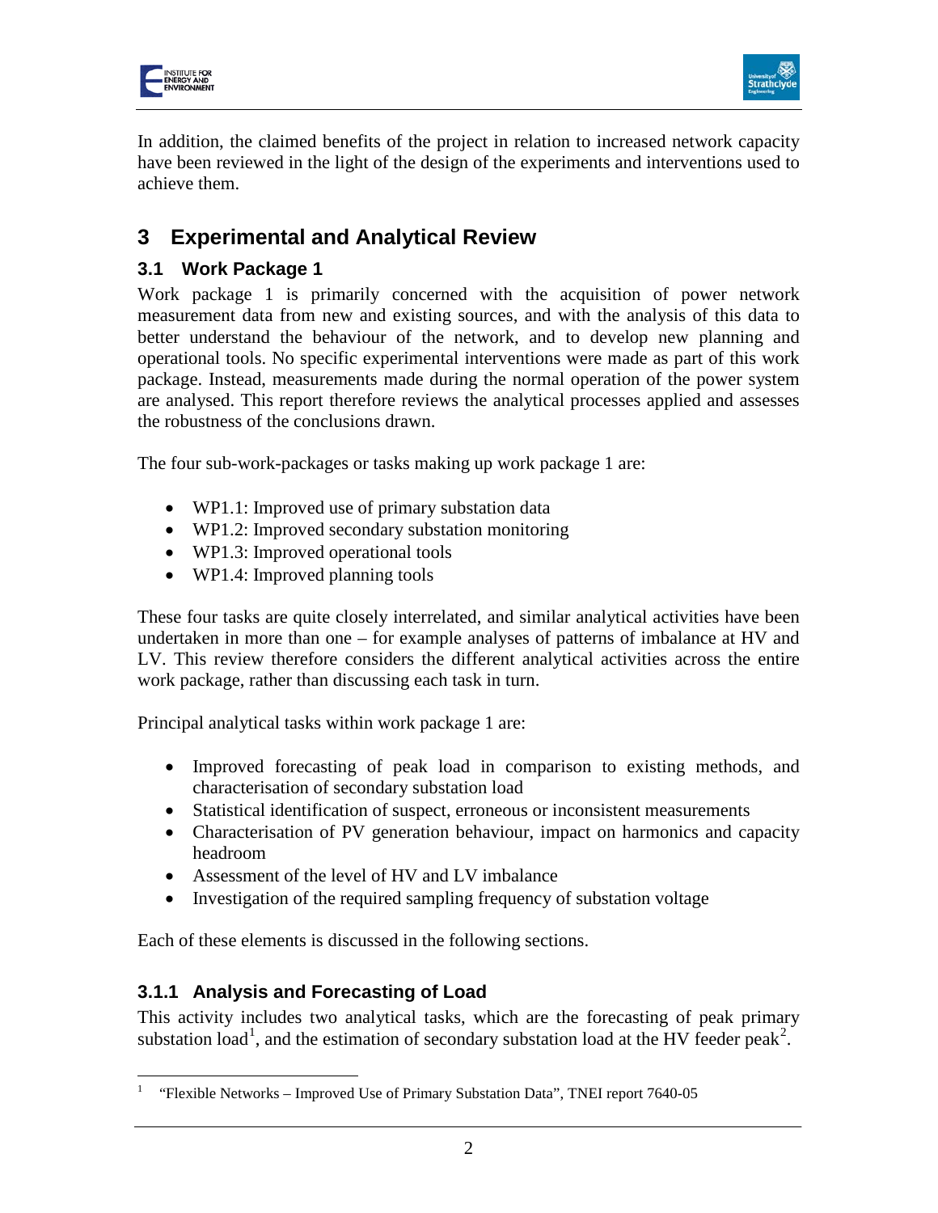In addition, the claimed benefits of the project in relation to increased network capacity have been reviewed in the light of the design of the experiments and interventions used to achieve them.

# 3 Experimental and Analytical Review

## 3.1 Work Package 1

Work package 1 is primarily concerned with the acquisition of power network measurement data from new and existing sources, and with the analysis of this data to better understand the behaviour of the network, and to develop new planning and operational tools. No specific experimental interventions were made as part of this work package. Instead, measurements made during the normal operation of the power system are analysed. This report therefore reviews the analytical processes applied and assesses the robustness of the conclusions drawn.

The four sub-work-packages or tasks making up work package 1 are:

- WP1.1: Improved use of primary substation data
- WP1.2: Improved secondary substation monitoring
- WP1.3: Improved operational tools
- WP1.4: Improved planning tools

These four tasks are quite closely interrelated, and similar analytical activities have been undertaken in more than one – for example analyses of patterns of imbalance at HV and LV. This review therefore considers the different analytical activities across the entire work package, rather than discussing each task in turn.

Principal analytical tasks within work package 1 are:

- Improved forecasting of peak load in comparison to existing methods, and characterisation of secondary substation load
- Statistical identification of suspect, erroneous or inconsistent measurements
- Characterisation of PV generation behaviour, impact on harmonics and capacity headroom
- Assessment of the level of HV and LV imbalance
- Investigation of the required sampling frequency of substation voltage

Each of these elements is discussed in the following sections.

### 3.1.1 Analysis and Forecasting of Load

This activity includes two analytical tasks, which are the forecasting of peak primary substation load[1], and the estimation of secondary substation load at the HV feeder peak[2].

[1] "Flexible Networks – Improved Use of Primary Substation Data", TNEI report 7640-05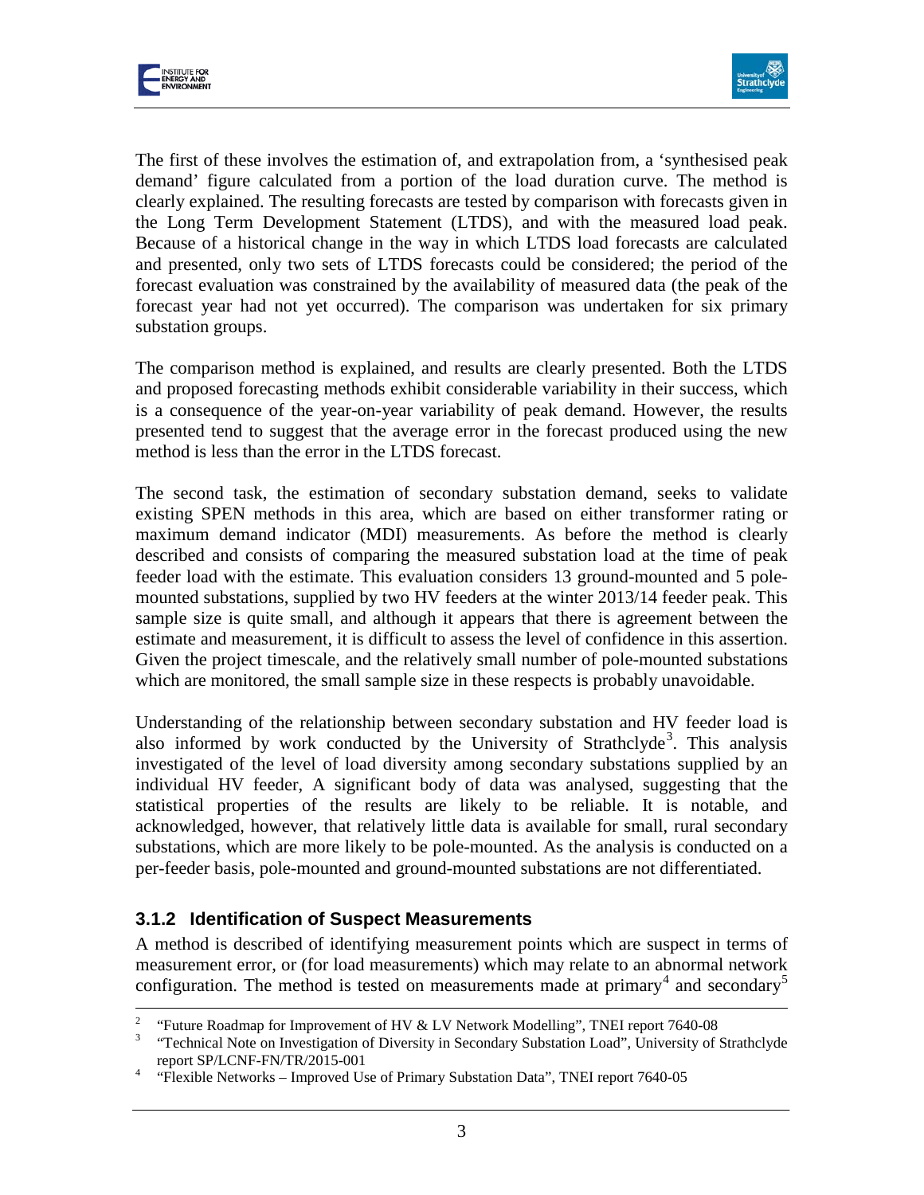The first of these involves the estimation of, and extrapolation from, a 'synthesised peak demand' figure calculated from a portion of the load duration curve. The method is clearly explained. The resulting forecasts are tested by comparison with forecasts given in the Long Term Development Statement (LTDS), and with the measured load peak. Because of a historical change in the way in which LTDS load forecasts are calculated and presented, only two sets of LTDS forecasts could be considered; the period of the forecast evaluation was constrained by the availability of measured data (the peak of the forecast year had not yet occurred). The comparison was undertaken for six primary substation groups.

The comparison method is explained, and results are clearly presented. Both the LTDS and proposed forecasting methods exhibit considerable variability in their success, which is a consequence of the year-on-year variability of peak demand. However, the results presented tend to suggest that the average error in the forecast produced using the new method is less than the error in the LTDS forecast.

The second task, the estimation of secondary substation demand, seeks to validate existing SPEN methods in this area, which are based on either transformer rating or maximum demand indicator (MDI) measurements. As before the method is clearly described and consists of comparing the measured substation load at the time of peak feeder load with the estimate. This evaluation considers 13 ground-mounted and 5 pole-mounted substations, supplied by two HV feeders at the winter 2013/14 feeder peak. This sample size is quite small, and although it appears that there is agreement between the estimate and measurement, it is difficult to assess the level of confidence in this assertion. Given the project timescale, and the relatively small number of pole-mounted substations which are monitored, the small sample size in these respects is probably unavoidable.

Understanding of the relationship between secondary substation and HV feeder load is also informed by work conducted by the University of Strathclyde[3]. This analysis investigated of the level of load diversity among secondary substations supplied by an individual HV feeder, A significant body of data was analysed, suggesting that the statistical properties of the results are likely to be reliable. It is notable, and acknowledged, however, that relatively little data is available for small, rural secondary substations, which are more likely to be pole-mounted. As the analysis is conducted on a per-feeder basis, pole-mounted and ground-mounted substations are not differentiated.

### 3.1.2 Identification of Suspect Measurements

A method is described of identifying measurement points which are suspect in terms of measurement error, or (for load measurements) which may relate to an abnormal network configuration. The method is tested on measurements made at primary[4] and secondary[5]

---

[2] "Future Roadmap for Improvement of HV & LV Network Modelling", TNEI report 7640-08

[3] "Technical Note on Investigation of Diversity in Secondary Substation Load", University of Strathclyde report SP/LCNF-FN/TR/2015-001

[4] "Flexible Networks – Improved Use of Primary Substation Data", TNEI report 7640-05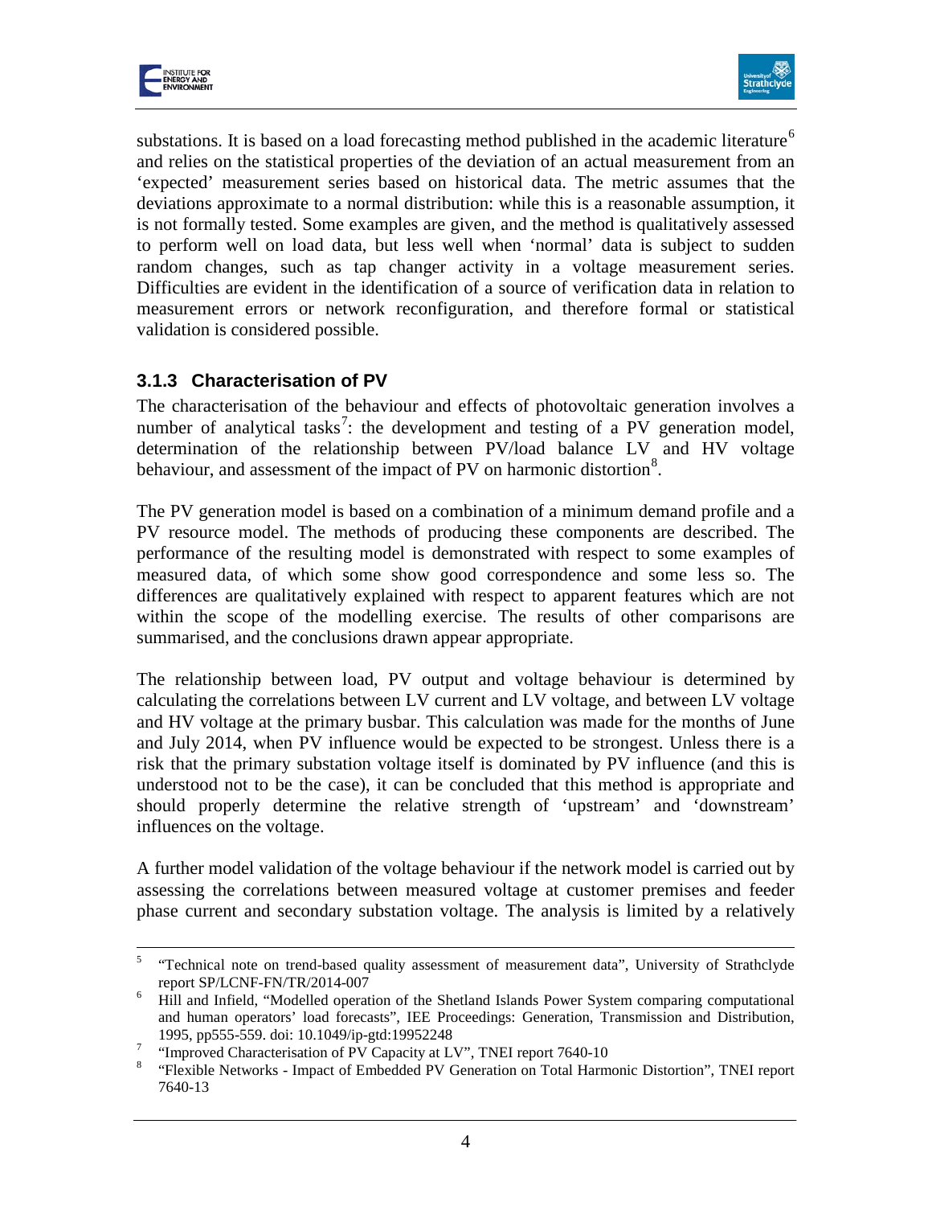substations. It is based on a load forecasting method published in the academic literature[6] and relies on the statistical properties of the deviation of an actual measurement from an 'expected' measurement series based on historical data. The metric assumes that the deviations approximate to a normal distribution: while this is a reasonable assumption, it is not formally tested. Some examples are given, and the method is qualitatively assessed to perform well on load data, but less well when 'normal' data is subject to sudden random changes, such as tap changer activity in a voltage measurement series. Difficulties are evident in the identification of a source of verification data in relation to measurement errors or network reconfiguration, and therefore formal or statistical validation is considered possible.

### 3.1.3 Characterisation of PV

The characterisation of the behaviour and effects of photovoltaic generation involves a number of analytical tasks[7]: the development and testing of a PV generation model, determination of the relationship between PV/load balance LV and HV voltage behaviour, and assessment of the impact of PV on harmonic distortion[8].

The PV generation model is based on a combination of a minimum demand profile and a PV resource model. The methods of producing these components are described. The performance of the resulting model is demonstrated with respect to some examples of measured data, of which some show good correspondence and some less so. The differences are qualitatively explained with respect to apparent features which are not within the scope of the modelling exercise. The results of other comparisons are summarised, and the conclusions drawn appear appropriate.

The relationship between load, PV output and voltage behaviour is determined by calculating the correlations between LV current and LV voltage, and between LV voltage and HV voltage at the primary busbar. This calculation was made for the months of June and July 2014, when PV influence would be expected to be strongest. Unless there is a risk that the primary substation voltage itself is dominated by PV influence (and this is understood not to be the case), it can be concluded that this method is appropriate and should properly determine the relative strength of 'upstream' and 'downstream' influences on the voltage.

A further model validation of the voltage behaviour if the network model is carried out by assessing the correlations between measured voltage at customer premises and feeder phase current and secondary substation voltage. The analysis is limited by a relatively

---

[5] "Technical note on trend-based quality assessment of measurement data", University of Strathclyde report SP/LCNF-FN/TR/2014-007

[6] Hill and Infield, "Modelled operation of the Shetland Islands Power System comparing computational and human operators' load forecasts", IEE Proceedings: Generation, Transmission and Distribution, 1995, pp555-559. doi: 10.1049/ip-gtd:19952248

[7] "Improved Characterisation of PV Capacity at LV", TNEI report 7640-10

[8] "Flexible Networks - Impact of Embedded PV Generation on Total Harmonic Distortion", TNEI report 7640-13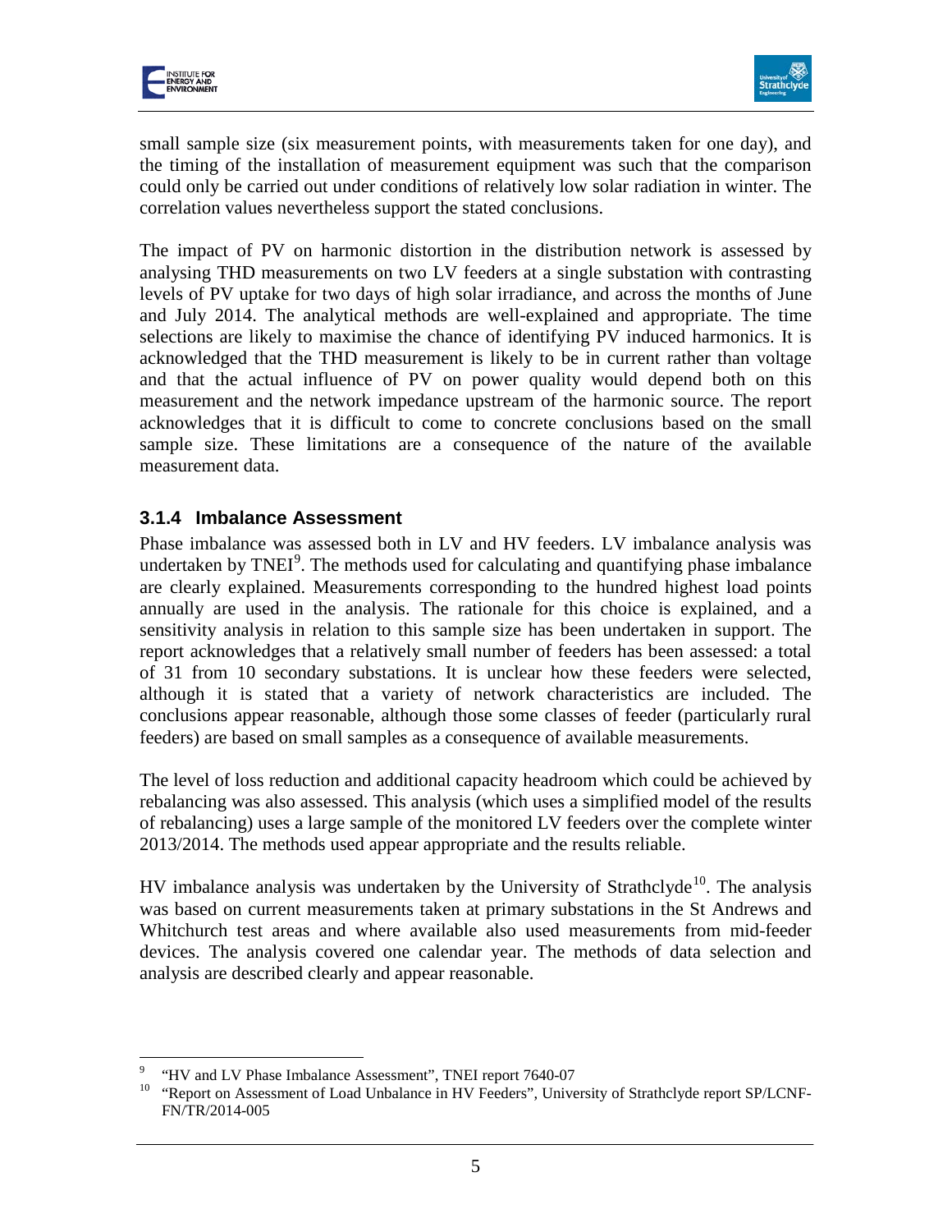small sample size (six measurement points, with measurements taken for one day), and the timing of the installation of measurement equipment was such that the comparison could only be carried out under conditions of relatively low solar radiation in winter. The correlation values nevertheless support the stated conclusions.

The impact of PV on harmonic distortion in the distribution network is assessed by analysing THD measurements on two LV feeders at a single substation with contrasting levels of PV uptake for two days of high solar irradiance, and across the months of June and July 2014. The analytical methods are well-explained and appropriate. The time selections are likely to maximise the chance of identifying PV induced harmonics. It is acknowledged that the THD measurement is likely to be in current rather than voltage and that the actual influence of PV on power quality would depend both on this measurement and the network impedance upstream of the harmonic source. The report acknowledges that it is difficult to come to concrete conclusions based on the small sample size. These limitations are a consequence of the nature of the available measurement data.

### 3.1.4 Imbalance Assessment

Phase imbalance was assessed both in LV and HV feeders. LV imbalance analysis was undertaken by TNEI[9]. The methods used for calculating and quantifying phase imbalance are clearly explained. Measurements corresponding to the hundred highest load points annually are used in the analysis. The rationale for this choice is explained, and a sensitivity analysis in relation to this sample size has been undertaken in support. The report acknowledges that a relatively small number of feeders has been assessed: a total of 31 from 10 secondary substations. It is unclear how these feeders were selected, although it is stated that a variety of network characteristics are included. The conclusions appear reasonable, although those some classes of feeder (particularly rural feeders) are based on small samples as a consequence of available measurements.

The level of loss reduction and additional capacity headroom which could be achieved by rebalancing was also assessed. This analysis (which uses a simplified model of the results of rebalancing) uses a large sample of the monitored LV feeders over the complete winter 2013/2014. The methods used appear appropriate and the results reliable.

HV imbalance analysis was undertaken by the University of Strathclyde[10]. The analysis was based on current measurements taken at primary substations in the St Andrews and Whitchurch test areas and where available also used measurements from mid-feeder devices. The analysis covered one calendar year. The methods of data selection and analysis are described clearly and appear reasonable.

[9] "HV and LV Phase Imbalance Assessment", TNEI report 7640-07

[10] "Report on Assessment of Load Unbalance in HV Feeders", University of Strathclyde report SP/LCNF-FN/TR/2014-005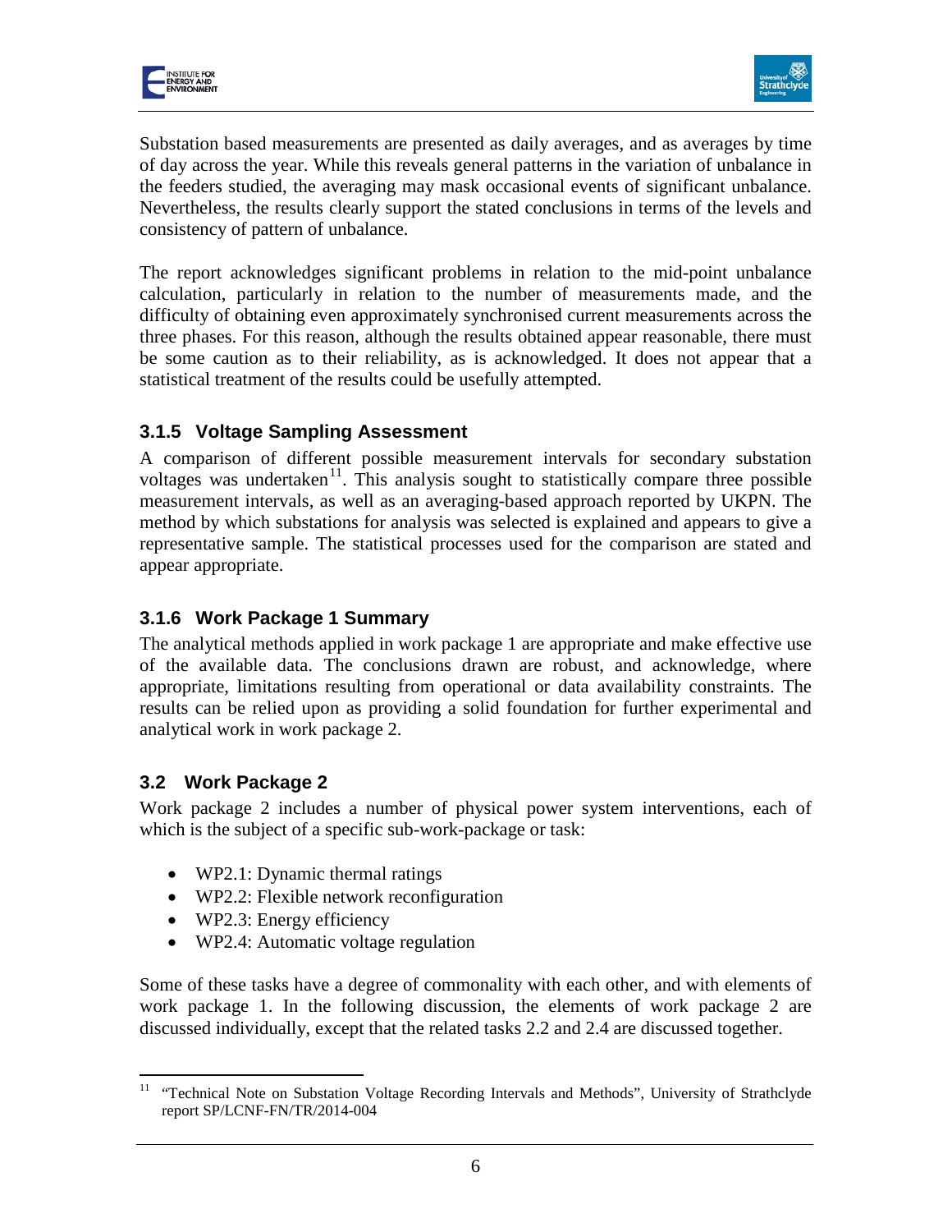Substation based measurements are presented as daily averages, and as averages by time of day across the year. While this reveals general patterns in the variation of unbalance in the feeders studied, the averaging may mask occasional events of significant unbalance. Nevertheless, the results clearly support the stated conclusions in terms of the levels and consistency of pattern of unbalance.

The report acknowledges significant problems in relation to the mid-point unbalance calculation, particularly in relation to the number of measurements made, and the difficulty of obtaining even approximately synchronised current measurements across the three phases. For this reason, although the results obtained appear reasonable, there must be some caution as to their reliability, as is acknowledged. It does not appear that a statistical treatment of the results could be usefully attempted.

### 3.1.5 Voltage Sampling Assessment

A comparison of different possible measurement intervals for secondary substation voltages was undertaken[11]. This analysis sought to statistically compare three possible measurement intervals, as well as an averaging-based approach reported by UKPN. The method by which substations for analysis was selected is explained and appears to give a representative sample. The statistical processes used for the comparison are stated and appear appropriate.

### 3.1.6 Work Package 1 Summary

The analytical methods applied in work package 1 are appropriate and make effective use of the available data. The conclusions drawn are robust, and acknowledge, where appropriate, limitations resulting from operational or data availability constraints. The results can be relied upon as providing a solid foundation for further experimental and analytical work in work package 2.

## 3.2 Work Package 2

Work package 2 includes a number of physical power system interventions, each of which is the subject of a specific sub-work-package or task:

- WP2.1: Dynamic thermal ratings
- WP2.2: Flexible network reconfiguration
- WP2.3: Energy efficiency
- WP2.4: Automatic voltage regulation

Some of these tasks have a degree of commonality with each other, and with elements of work package 1. In the following discussion, the elements of work package 2 are discussed individually, except that the related tasks 2.2 and 2.4 are discussed together.

[11] "Technical Note on Substation Voltage Recording Intervals and Methods", University of Strathclyde report SP/LCNF-FN/TR/2014-004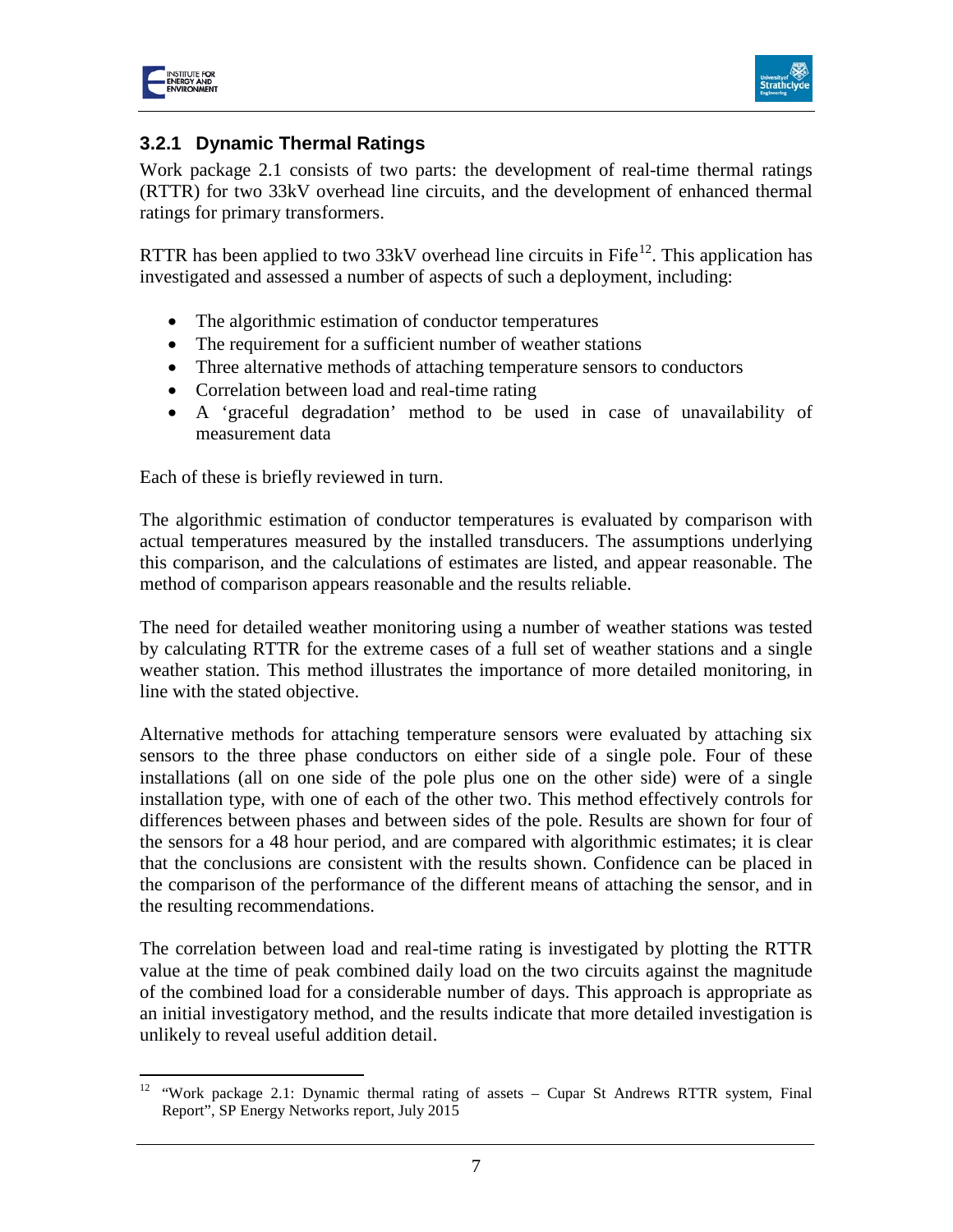### 3.2.1 Dynamic Thermal Ratings

Work package 2.1 consists of two parts: the development of real-time thermal ratings (RTTR) for two 33kV overhead line circuits, and the development of enhanced thermal ratings for primary transformers.

RTTR has been applied to two 33kV overhead line circuits in Fife[12]. This application has investigated and assessed a number of aspects of such a deployment, including:

- The algorithmic estimation of conductor temperatures
- The requirement for a sufficient number of weather stations
- Three alternative methods of attaching temperature sensors to conductors
- Correlation between load and real-time rating
- A 'graceful degradation' method to be used in case of unavailability of measurement data

Each of these is briefly reviewed in turn.

The algorithmic estimation of conductor temperatures is evaluated by comparison with actual temperatures measured by the installed transducers. The assumptions underlying this comparison, and the calculations of estimates are listed, and appear reasonable. The method of comparison appears reasonable and the results reliable.

The need for detailed weather monitoring using a number of weather stations was tested by calculating RTTR for the extreme cases of a full set of weather stations and a single weather station. This method illustrates the importance of more detailed monitoring, in line with the stated objective.

Alternative methods for attaching temperature sensors were evaluated by attaching six sensors to the three phase conductors on either side of a single pole. Four of these installations (all on one side of the pole plus one on the other side) were of a single installation type, with one of each of the other two. This method effectively controls for differences between phases and between sides of the pole. Results are shown for four of the sensors for a 48 hour period, and are compared with algorithmic estimates; it is clear that the conclusions are consistent with the results shown. Confidence can be placed in the comparison of the performance of the different means of attaching the sensor, and in the resulting recommendations.

The correlation between load and real-time rating is investigated by plotting the RTTR value at the time of peak combined daily load on the two circuits against the magnitude of the combined load for a considerable number of days. This approach is appropriate as an initial investigatory method, and the results indicate that more detailed investigation is unlikely to reveal useful addition detail.

[12] "Work package 2.1: Dynamic thermal rating of assets – Cupar St Andrews RTTR system, Final Report", SP Energy Networks report, July 2015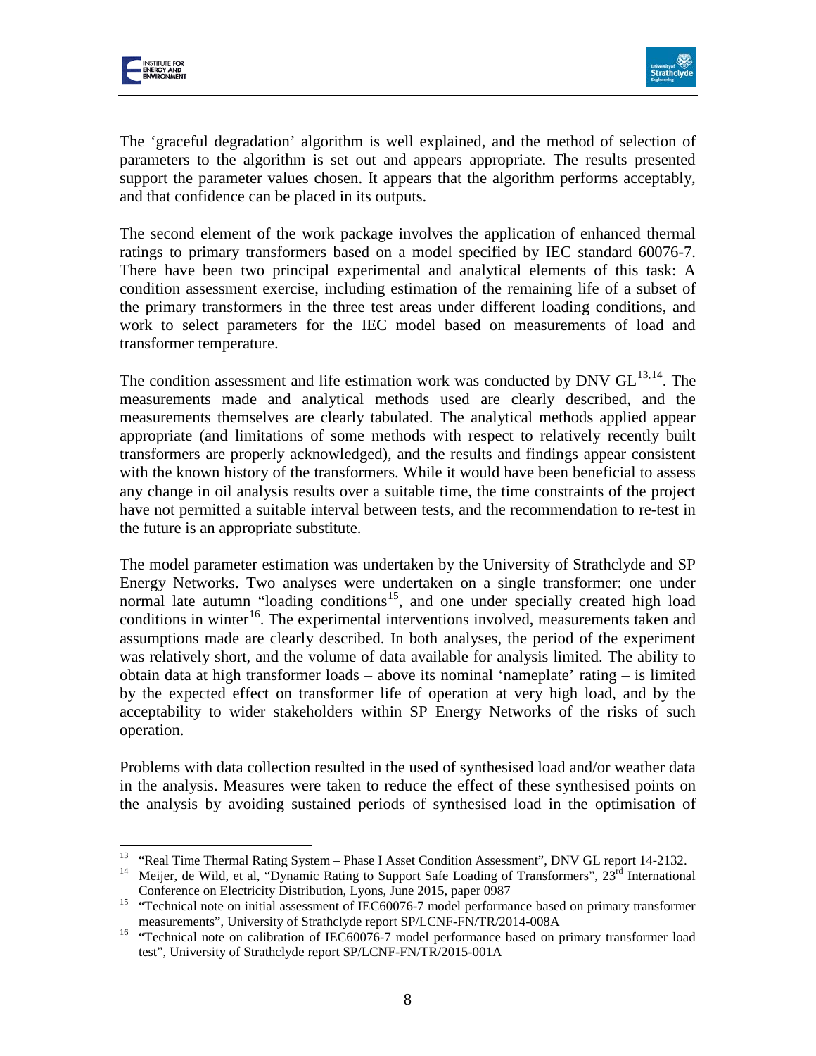The 'graceful degradation' algorithm is well explained, and the method of selection of parameters to the algorithm is set out and appears appropriate. The results presented support the parameter values chosen. It appears that the algorithm performs acceptably, and that confidence can be placed in its outputs.

The second element of the work package involves the application of enhanced thermal ratings to primary transformers based on a model specified by IEC standard 60076-7. There have been two principal experimental and analytical elements of this task: A condition assessment exercise, including estimation of the remaining life of a subset of the primary transformers in the three test areas under different loading conditions, and work to select parameters for the IEC model based on measurements of load and transformer temperature.

The condition assessment and life estimation work was conducted by DNV GL[13,14]. The measurements made and analytical methods used are clearly described, and the measurements themselves are clearly tabulated. The analytical methods applied appear appropriate (and limitations of some methods with respect to relatively recently built transformers are properly acknowledged), and the results and findings appear consistent with the known history of the transformers. While it would have been beneficial to assess any change in oil analysis results over a suitable time, the time constraints of the project have not permitted a suitable interval between tests, and the recommendation to re-test in the future is an appropriate substitute.

The model parameter estimation was undertaken by the University of Strathclyde and SP Energy Networks. Two analyses were undertaken on a single transformer: one under normal late autumn "loading conditions[15], and one under specially created high load conditions in winter[16]. The experimental interventions involved, measurements taken and assumptions made are clearly described. In both analyses, the period of the experiment was relatively short, and the volume of data available for analysis limited. The ability to obtain data at high transformer loads – above its nominal 'nameplate' rating – is limited by the expected effect on transformer life of operation at very high load, and by the acceptability to wider stakeholders within SP Energy Networks of the risks of such operation.

Problems with data collection resulted in the used of synthesised load and/or weather data in the analysis. Measures were taken to reduce the effect of these synthesised points on the analysis by avoiding sustained periods of synthesised load in the optimisation of

---

[13] "Real Time Thermal Rating System – Phase I Asset Condition Assessment", DNV GL report 14-2132.

[14] Meijer, de Wild, et al, "Dynamic Rating to Support Safe Loading of Transformers", 23rd International Conference on Electricity Distribution, Lyons, June 2015, paper 0987

[15] "Technical note on initial assessment of IEC60076-7 model performance based on primary transformer measurements", University of Strathclyde report SP/LCNF-FN/TR/2014-008A

[16] "Technical note on calibration of IEC60076-7 model performance based on primary transformer load test", University of Strathclyde report SP/LCNF-FN/TR/2015-001A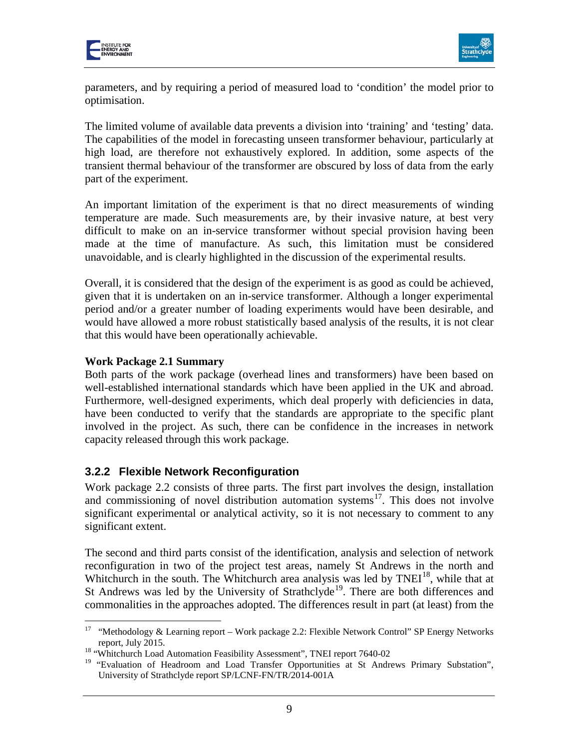parameters, and by requiring a period of measured load to 'condition' the model prior to optimisation.

The limited volume of available data prevents a division into 'training' and 'testing' data. The capabilities of the model in forecasting unseen transformer behaviour, particularly at high load, are therefore not exhaustively explored. In addition, some aspects of the transient thermal behaviour of the transformer are obscured by loss of data from the early part of the experiment.

An important limitation of the experiment is that no direct measurements of winding temperature are made. Such measurements are, by their invasive nature, at best very difficult to make on an in-service transformer without special provision having been made at the time of manufacture. As such, this limitation must be considered unavoidable, and is clearly highlighted in the discussion of the experimental results.

Overall, it is considered that the design of the experiment is as good as could be achieved, given that it is undertaken on an in-service transformer. Although a longer experimental period and/or a greater number of loading experiments would have been desirable, and would have allowed a more robust statistically based analysis of the results, it is not clear that this would have been operationally achievable.

**Work Package 2.1 Summary**

Both parts of the work package (overhead lines and transformers) have been based on well-established international standards which have been applied in the UK and abroad. Furthermore, well-designed experiments, which deal properly with deficiencies in data, have been conducted to verify that the standards are appropriate to the specific plant involved in the project. As such, there can be confidence in the increases in network capacity released through this work package.

### 3.2.2 Flexible Network Reconfiguration

Work package 2.2 consists of three parts. The first part involves the design, installation and commissioning of novel distribution automation systems[17]. This does not involve significant experimental or analytical activity, so it is not necessary to comment to any significant extent.

The second and third parts consist of the identification, analysis and selection of network reconfiguration in two of the project test areas, namely St Andrews in the north and Whitchurch in the south. The Whitchurch area analysis was led by TNEI[18], while that at St Andrews was led by the University of Strathclyde[19]. There are both differences and commonalities in the approaches adopted. The differences result in part (at least) from the

---

[17] "Methodology & Learning report – Work package 2.2: Flexible Network Control" SP Energy Networks report, July 2015.

[18] "Whitchurch Load Automation Feasibility Assessment", TNEI report 7640-02

[19] "Evaluation of Headroom and Load Transfer Opportunities at St Andrews Primary Substation", University of Strathclyde report SP/LCNF-FN/TR/2014-001A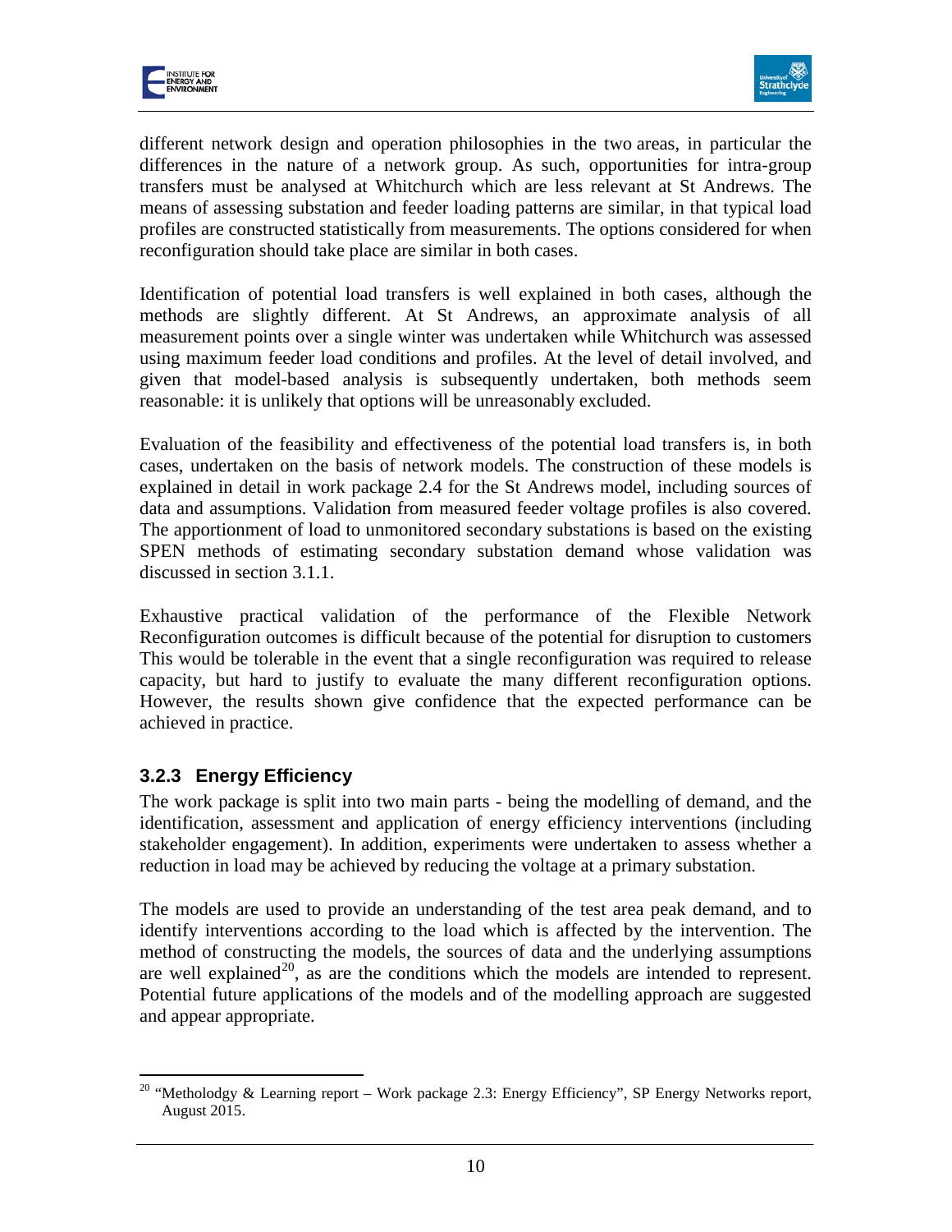different network design and operation philosophies in the two areas, in particular the differences in the nature of a network group. As such, opportunities for intra-group transfers must be analysed at Whitchurch which are less relevant at St Andrews. The means of assessing substation and feeder loading patterns are similar, in that typical load profiles are constructed statistically from measurements. The options considered for when reconfiguration should take place are similar in both cases.

Identification of potential load transfers is well explained in both cases, although the methods are slightly different. At St Andrews, an approximate analysis of all measurement points over a single winter was undertaken while Whitchurch was assessed using maximum feeder load conditions and profiles. At the level of detail involved, and given that model-based analysis is subsequently undertaken, both methods seem reasonable: it is unlikely that options will be unreasonably excluded.

Evaluation of the feasibility and effectiveness of the potential load transfers is, in both cases, undertaken on the basis of network models. The construction of these models is explained in detail in work package 2.4 for the St Andrews model, including sources of data and assumptions. Validation from measured feeder voltage profiles is also covered. The apportionment of load to unmonitored secondary substations is based on the existing SPEN methods of estimating secondary substation demand whose validation was discussed in section 3.1.1.

Exhaustive practical validation of the performance of the Flexible Network Reconfiguration outcomes is difficult because of the potential for disruption to customers This would be tolerable in the event that a single reconfiguration was required to release capacity, but hard to justify to evaluate the many different reconfiguration options. However, the results shown give confidence that the expected performance can be achieved in practice.

### 3.2.3 Energy Efficiency

The work package is split into two main parts - being the modelling of demand, and the identification, assessment and application of energy efficiency interventions (including stakeholder engagement). In addition, experiments were undertaken to assess whether a reduction in load may be achieved by reducing the voltage at a primary substation.

The models are used to provide an understanding of the test area peak demand, and to identify interventions according to the load which is affected by the intervention. The method of constructing the models, the sources of data and the underlying assumptions are well explained[20], as are the conditions which the models are intended to represent. Potential future applications of the models and of the modelling approach are suggested and appear appropriate.

[20] "Metholodgy & Learning report – Work package 2.3: Energy Efficiency", SP Energy Networks report, August 2015.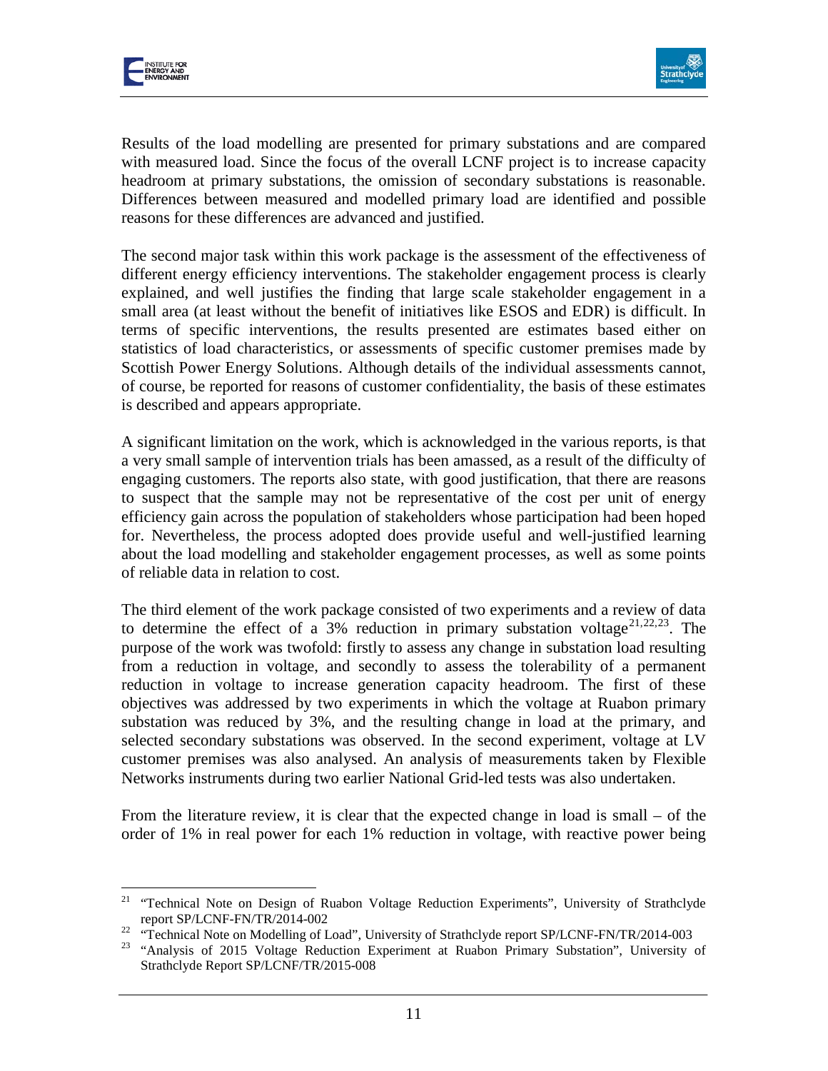Results of the load modelling are presented for primary substations and are compared with measured load. Since the focus of the overall LCNF project is to increase capacity headroom at primary substations, the omission of secondary substations is reasonable. Differences between measured and modelled primary load are identified and possible reasons for these differences are advanced and justified.

The second major task within this work package is the assessment of the effectiveness of different energy efficiency interventions. The stakeholder engagement process is clearly explained, and well justifies the finding that large scale stakeholder engagement in a small area (at least without the benefit of initiatives like ESOS and EDR) is difficult. In terms of specific interventions, the results presented are estimates based either on statistics of load characteristics, or assessments of specific customer premises made by Scottish Power Energy Solutions. Although details of the individual assessments cannot, of course, be reported for reasons of customer confidentiality, the basis of these estimates is described and appears appropriate.

A significant limitation on the work, which is acknowledged in the various reports, is that a very small sample of intervention trials has been amassed, as a result of the difficulty of engaging customers. The reports also state, with good justification, that there are reasons to suspect that the sample may not be representative of the cost per unit of energy efficiency gain across the population of stakeholders whose participation had been hoped for. Nevertheless, the process adopted does provide useful and well-justified learning about the load modelling and stakeholder engagement processes, as well as some points of reliable data in relation to cost.

The third element of the work package consisted of two experiments and a review of data to determine the effect of a 3% reduction in primary substation voltage[21,22,23]. The purpose of the work was twofold: firstly to assess any change in substation load resulting from a reduction in voltage, and secondly to assess the tolerability of a permanent reduction in voltage to increase generation capacity headroom. The first of these objectives was addressed by two experiments in which the voltage at Ruabon primary substation was reduced by 3%, and the resulting change in load at the primary, and selected secondary substations was observed. In the second experiment, voltage at LV customer premises was also analysed. An analysis of measurements taken by Flexible Networks instruments during two earlier National Grid-led tests was also undertaken.

From the literature review, it is clear that the expected change in load is small – of the order of 1% in real power for each 1% reduction in voltage, with reactive power being

---

[21] "Technical Note on Design of Ruabon Voltage Reduction Experiments", University of Strathclyde report SP/LCNF-FN/TR/2014-002

[22] "Technical Note on Modelling of Load", University of Strathclyde report SP/LCNF-FN/TR/2014-003

[23] "Analysis of 2015 Voltage Reduction Experiment at Ruabon Primary Substation", University of Strathclyde Report SP/LCNF/TR/2015-008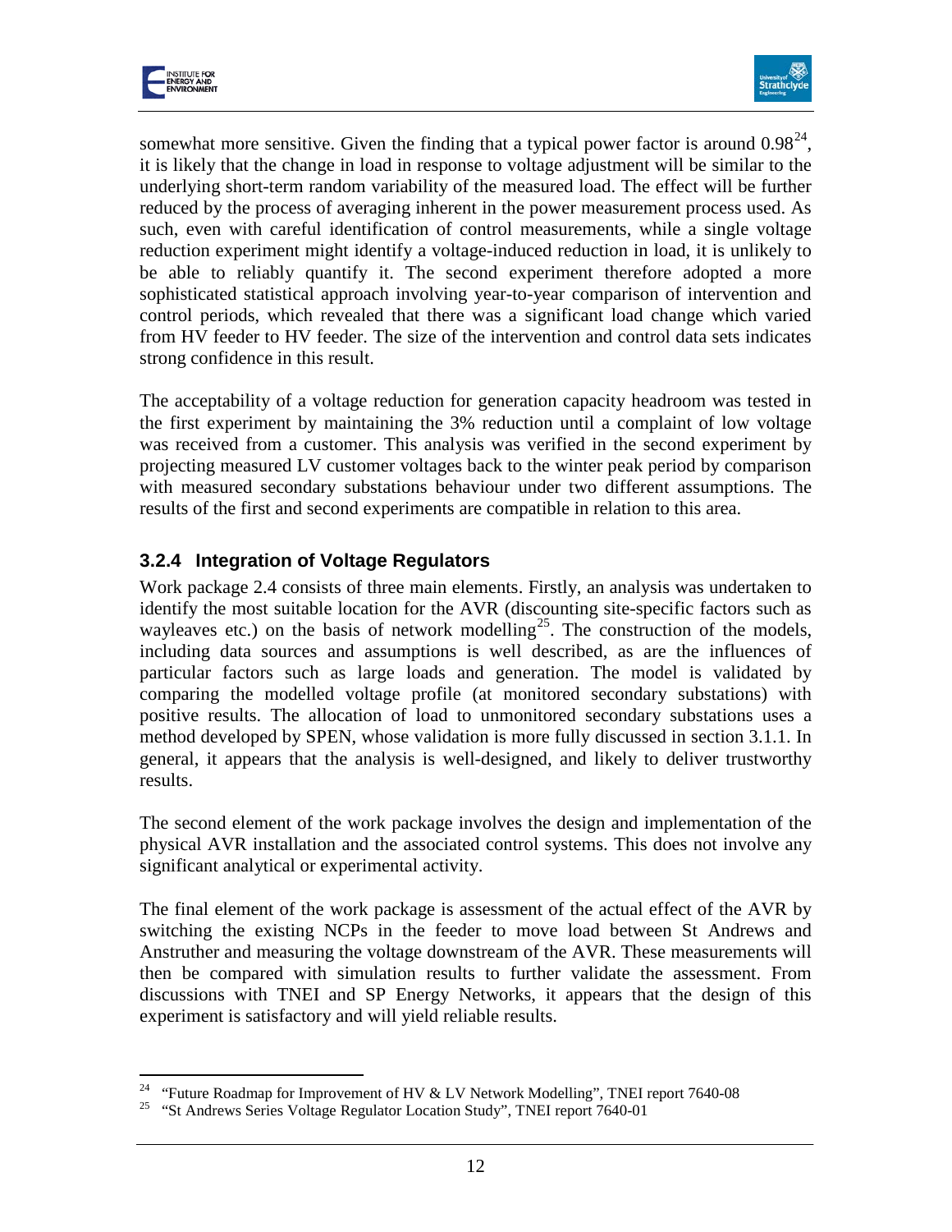somewhat more sensitive. Given the finding that a typical power factor is around 0.98[24], it is likely that the change in load in response to voltage adjustment will be similar to the underlying short-term random variability of the measured load. The effect will be further reduced by the process of averaging inherent in the power measurement process used. As such, even with careful identification of control measurements, while a single voltage reduction experiment might identify a voltage-induced reduction in load, it is unlikely to be able to reliably quantify it. The second experiment therefore adopted a more sophisticated statistical approach involving year-to-year comparison of intervention and control periods, which revealed that there was a significant load change which varied from HV feeder to HV feeder. The size of the intervention and control data sets indicates strong confidence in this result.

The acceptability of a voltage reduction for generation capacity headroom was tested in the first experiment by maintaining the 3% reduction until a complaint of low voltage was received from a customer. This analysis was verified in the second experiment by projecting measured LV customer voltages back to the winter peak period by comparison with measured secondary substations behaviour under two different assumptions. The results of the first and second experiments are compatible in relation to this area.

### 3.2.4 Integration of Voltage Regulators

Work package 2.4 consists of three main elements. Firstly, an analysis was undertaken to identify the most suitable location for the AVR (discounting site-specific factors such as wayleaves etc.) on the basis of network modelling[25]. The construction of the models, including data sources and assumptions is well described, as are the influences of particular factors such as large loads and generation. The model is validated by comparing the modelled voltage profile (at monitored secondary substations) with positive results. The allocation of load to unmonitored secondary substations uses a method developed by SPEN, whose validation is more fully discussed in section 3.1.1. In general, it appears that the analysis is well-designed, and likely to deliver trustworthy results.

The second element of the work package involves the design and implementation of the physical AVR installation and the associated control systems. This does not involve any significant analytical or experimental activity.

The final element of the work package is assessment of the actual effect of the AVR by switching the existing NCPs in the feeder to move load between St Andrews and Anstruther and measuring the voltage downstream of the AVR. These measurements will then be compared with simulation results to further validate the assessment. From discussions with TNEI and SP Energy Networks, it appears that the design of this experiment is satisfactory and will yield reliable results.

---

[24] "Future Roadmap for Improvement of HV & LV Network Modelling", TNEI report 7640-08

[25] "St Andrews Series Voltage Regulator Location Study", TNEI report 7640-01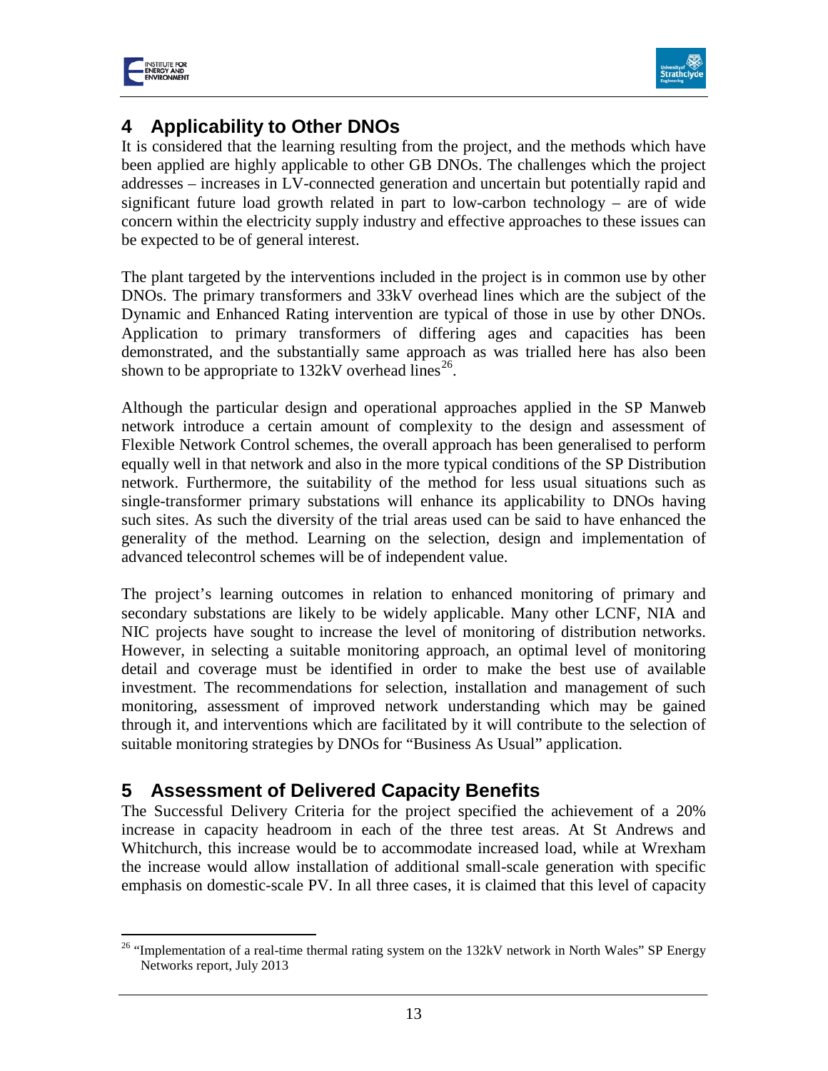## 4 Applicability to Other DNOs

It is considered that the learning resulting from the project, and the methods which have been applied are highly applicable to other GB DNOs. The challenges which the project addresses – increases in LV-connected generation and uncertain but potentially rapid and significant future load growth related in part to low-carbon technology – are of wide concern within the electricity supply industry and effective approaches to these issues can be expected to be of general interest.

The plant targeted by the interventions included in the project is in common use by other DNOs. The primary transformers and 33kV overhead lines which are the subject of the Dynamic and Enhanced Rating intervention are typical of those in use by other DNOs. Application to primary transformers of differing ages and capacities has been demonstrated, and the substantially same approach as was trialled here has also been shown to be appropriate to 132kV overhead lines[26].

Although the particular design and operational approaches applied in the SP Manweb network introduce a certain amount of complexity to the design and assessment of Flexible Network Control schemes, the overall approach has been generalised to perform equally well in that network and also in the more typical conditions of the SP Distribution network. Furthermore, the suitability of the method for less usual situations such as single-transformer primary substations will enhance its applicability to DNOs having such sites. As such the diversity of the trial areas used can be said to have enhanced the generality of the method. Learning on the selection, design and implementation of advanced telecontrol schemes will be of independent value.

The project's learning outcomes in relation to enhanced monitoring of primary and secondary substations are likely to be widely applicable. Many other LCNF, NIA and NIC projects have sought to increase the level of monitoring of distribution networks. However, in selecting a suitable monitoring approach, an optimal level of monitoring detail and coverage must be identified in order to make the best use of available investment. The recommendations for selection, installation and management of such monitoring, assessment of improved network understanding which may be gained through it, and interventions which are facilitated by it will contribute to the selection of suitable monitoring strategies by DNOs for "Business As Usual" application.

## 5 Assessment of Delivered Capacity Benefits

The Successful Delivery Criteria for the project specified the achievement of a 20% increase in capacity headroom in each of the three test areas. At St Andrews and Whitchurch, this increase would be to accommodate increased load, while at Wrexham the increase would allow installation of additional small-scale generation with specific emphasis on domestic-scale PV. In all three cases, it is claimed that this level of capacity

[26] "Implementation of a real-time thermal rating system on the 132kV network in North Wales" SP Energy Networks report, July 2013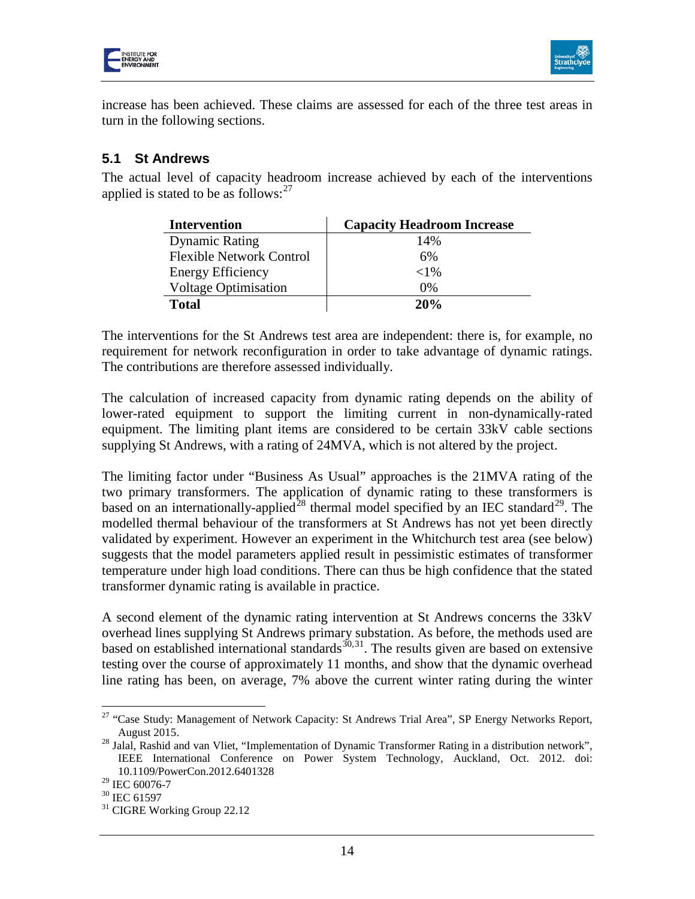increase has been achieved. These claims are assessed for each of the three test areas in turn in the following sections.

## 5.1 St Andrews

The actual level of capacity headroom increase achieved by each of the interventions applied is stated to be as follows:[27]

| Intervention | Capacity Headroom Increase |
|---|---|
| Dynamic Rating | 14% |
| Flexible Network Control | 6% |
| Energy Efficiency | <1% |
| Voltage Optimisation | 0% |
| **Total** | **20%** |

The interventions for the St Andrews test area are independent: there is, for example, no requirement for network reconfiguration in order to take advantage of dynamic ratings. The contributions are therefore assessed individually.

The calculation of increased capacity from dynamic rating depends on the ability of lower-rated equipment to support the limiting current in non-dynamically-rated equipment. The limiting plant items are considered to be certain 33kV cable sections supplying St Andrews, with a rating of 24MVA, which is not altered by the project.

The limiting factor under "Business As Usual" approaches is the 21MVA rating of the two primary transformers. The application of dynamic rating to these transformers is based on an internationally-applied[28] thermal model specified by an IEC standard[29]. The modelled thermal behaviour of the transformers at St Andrews has not yet been directly validated by experiment. However an experiment in the Whitchurch test area (see below) suggests that the model parameters applied result in pessimistic estimates of transformer temperature under high load conditions. There can thus be high confidence that the stated transformer dynamic rating is available in practice.

A second element of the dynamic rating intervention at St Andrews concerns the 33kV overhead lines supplying St Andrews primary substation. As before, the methods used are based on established international standards[30,31]. The results given are based on extensive testing over the course of approximately 11 months, and show that the dynamic overhead line rating has been, on average, 7% above the current winter rating during the winter

---

[27] "Case Study: Management of Network Capacity: St Andrews Trial Area", SP Energy Networks Report, August 2015.

[28] Jalal, Rashid and van Vliet, "Implementation of Dynamic Transformer Rating in a distribution network", IEEE International Conference on Power System Technology, Auckland, Oct. 2012. doi: 10.1109/PowerCon.2012.6401328

[29] IEC 60076-7

[30] IEC 61597

[31] CIGRE Working Group 22.12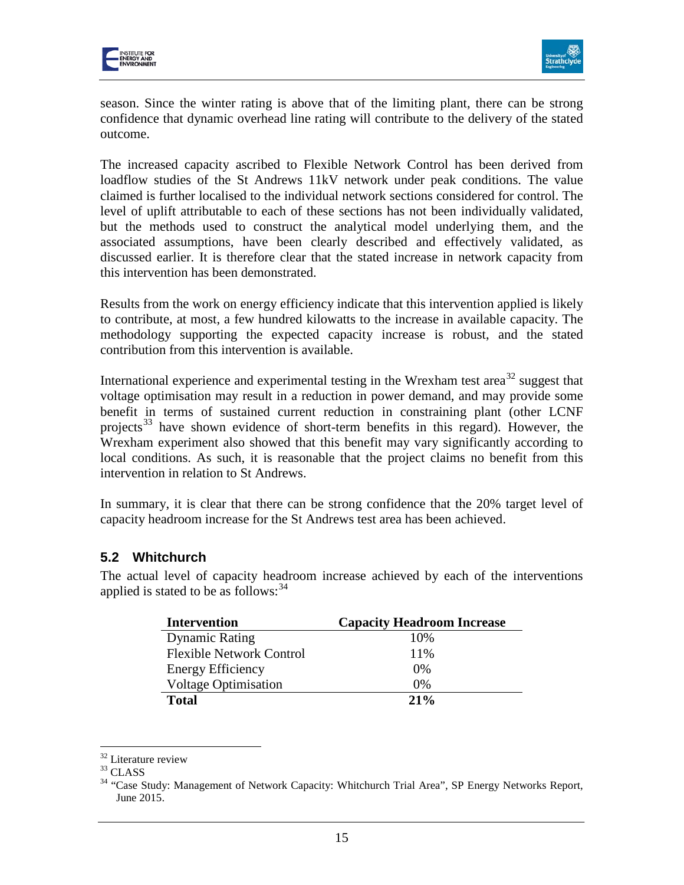season. Since the winter rating is above that of the limiting plant, there can be strong confidence that dynamic overhead line rating will contribute to the delivery of the stated outcome.

The increased capacity ascribed to Flexible Network Control has been derived from loadflow studies of the St Andrews 11kV network under peak conditions. The value claimed is further localised to the individual network sections considered for control. The level of uplift attributable to each of these sections has not been individually validated, but the methods used to construct the analytical model underlying them, and the associated assumptions, have been clearly described and effectively validated, as discussed earlier. It is therefore clear that the stated increase in network capacity from this intervention has been demonstrated.

Results from the work on energy efficiency indicate that this intervention applied is likely to contribute, at most, a few hundred kilowatts to the increase in available capacity. The methodology supporting the expected capacity increase is robust, and the stated contribution from this intervention is available.

International experience and experimental testing in the Wrexham test area[32] suggest that voltage optimisation may result in a reduction in power demand, and may provide some benefit in terms of sustained current reduction in constraining plant (other LCNF projects[33] have shown evidence of short-term benefits in this regard). However, the Wrexham experiment also showed that this benefit may vary significantly according to local conditions. As such, it is reasonable that the project claims no benefit from this intervention in relation to St Andrews.

In summary, it is clear that there can be strong confidence that the 20% target level of capacity headroom increase for the St Andrews test area has been achieved.

## 5.2 Whitchurch

The actual level of capacity headroom increase achieved by each of the interventions applied is stated to be as follows:[34]

| Intervention | Capacity Headroom Increase |
|---|---|
| Dynamic Rating | 10% |
| Flexible Network Control | 11% |
| Energy Efficiency | 0% |
| Voltage Optimisation | 0% |
| **Total** | **21%** |

[32] Literature review

[33] CLASS

[34] "Case Study: Management of Network Capacity: Whitchurch Trial Area", SP Energy Networks Report, June 2015.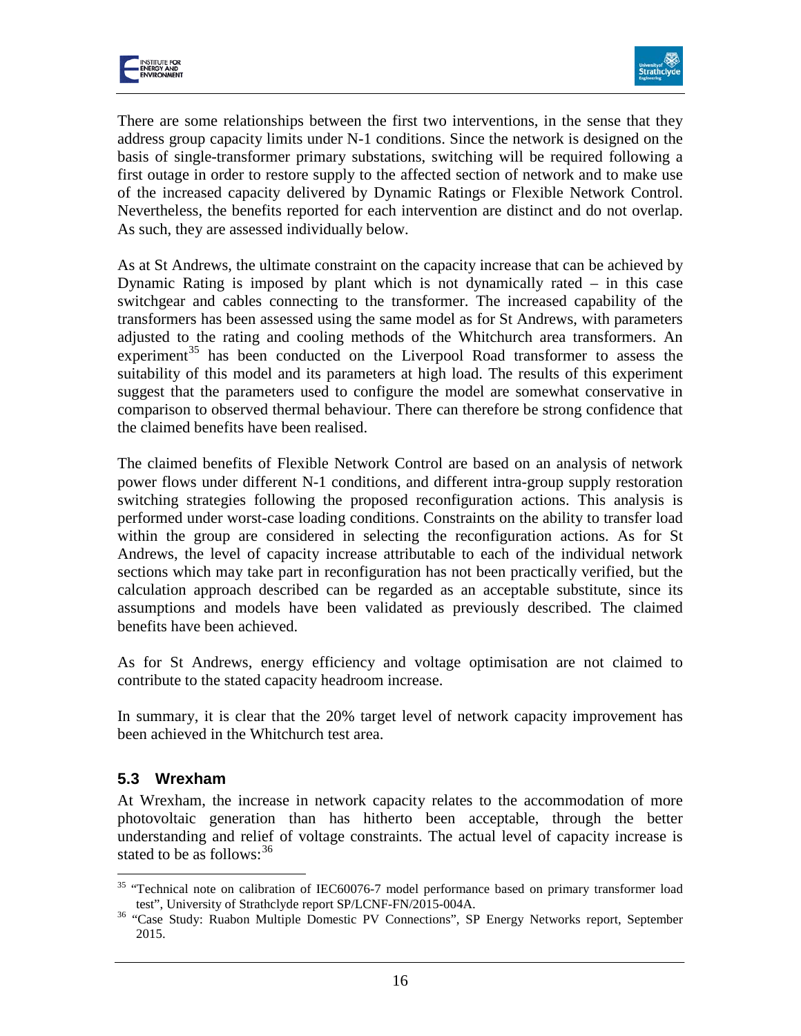There are some relationships between the first two interventions, in the sense that they address group capacity limits under N-1 conditions. Since the network is designed on the basis of single-transformer primary substations, switching will be required following a first outage in order to restore supply to the affected section of network and to make use of the increased capacity delivered by Dynamic Ratings or Flexible Network Control. Nevertheless, the benefits reported for each intervention are distinct and do not overlap. As such, they are assessed individually below.

As at St Andrews, the ultimate constraint on the capacity increase that can be achieved by Dynamic Rating is imposed by plant which is not dynamically rated – in this case switchgear and cables connecting to the transformer. The increased capability of the transformers has been assessed using the same model as for St Andrews, with parameters adjusted to the rating and cooling methods of the Whitchurch area transformers. An experiment[35] has been conducted on the Liverpool Road transformer to assess the suitability of this model and its parameters at high load. The results of this experiment suggest that the parameters used to configure the model are somewhat conservative in comparison to observed thermal behaviour. There can therefore be strong confidence that the claimed benefits have been realised.

The claimed benefits of Flexible Network Control are based on an analysis of network power flows under different N-1 conditions, and different intra-group supply restoration switching strategies following the proposed reconfiguration actions. This analysis is performed under worst-case loading conditions. Constraints on the ability to transfer load within the group are considered in selecting the reconfiguration actions. As for St Andrews, the level of capacity increase attributable to each of the individual network sections which may take part in reconfiguration has not been practically verified, but the calculation approach described can be regarded as an acceptable substitute, since its assumptions and models have been validated as previously described. The claimed benefits have been achieved.

As for St Andrews, energy efficiency and voltage optimisation are not claimed to contribute to the stated capacity headroom increase.

In summary, it is clear that the 20% target level of network capacity improvement has been achieved in the Whitchurch test area.

## 5.3 Wrexham

At Wrexham, the increase in network capacity relates to the accommodation of more photovoltaic generation than has hitherto been acceptable, through the better understanding and relief of voltage constraints. The actual level of capacity increase is stated to be as follows:[36]

[35] "Technical note on calibration of IEC60076-7 model performance based on primary transformer load test", University of Strathclyde report SP/LCNF-FN/2015-004A.

[36] "Case Study: Ruabon Multiple Domestic PV Connections", SP Energy Networks report, September 2015.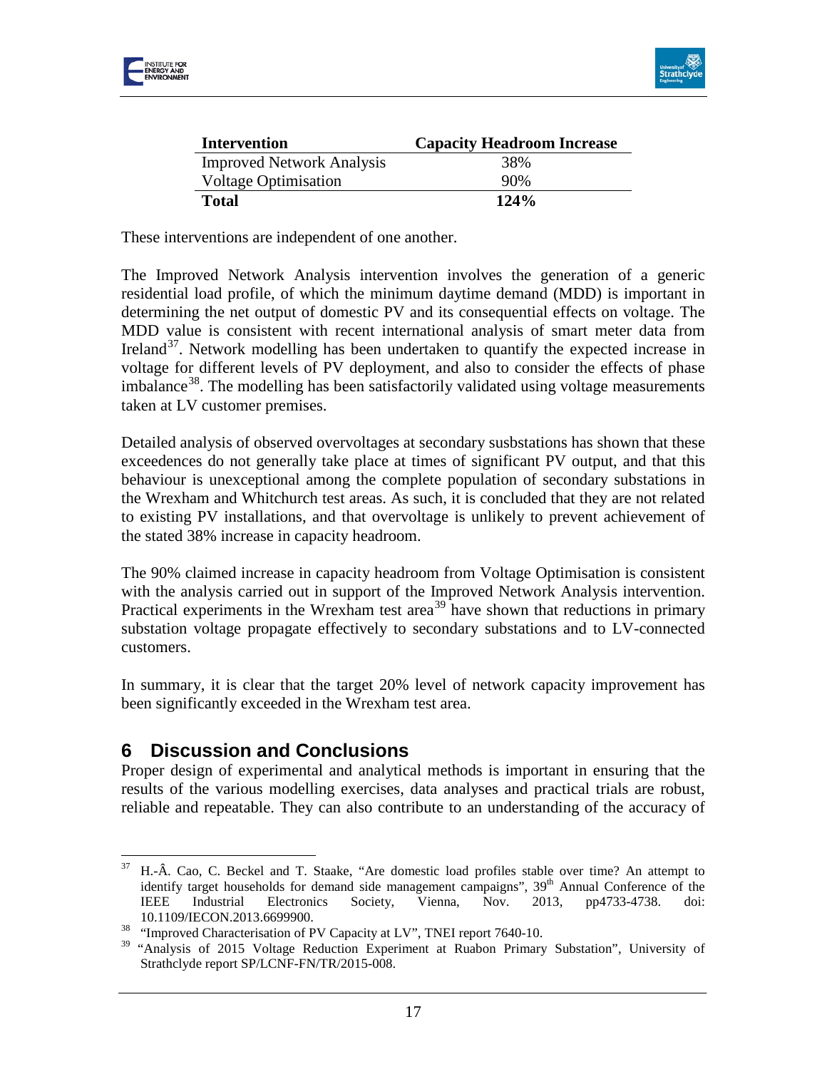| Intervention | Capacity Headroom Increase |
| --- | --- |
| Improved Network Analysis | 38% |
| Voltage Optimisation | 90% |
| **Total** | **124%** |

These interventions are independent of one another.

The Improved Network Analysis intervention involves the generation of a generic residential load profile, of which the minimum daytime demand (MDD) is important in determining the net output of domestic PV and its consequential effects on voltage. The MDD value is consistent with recent international analysis of smart meter data from Ireland[37]. Network modelling has been undertaken to quantify the expected increase in voltage for different levels of PV deployment, and also to consider the effects of phase imbalance[38]. The modelling has been satisfactorily validated using voltage measurements taken at LV customer premises.

Detailed analysis of observed overvoltages at secondary susbstations has shown that these exceedences do not generally take place at times of significant PV output, and that this behaviour is unexceptional among the complete population of secondary substations in the Wrexham and Whitchurch test areas. As such, it is concluded that they are not related to existing PV installations, and that overvoltage is unlikely to prevent achievement of the stated 38% increase in capacity headroom.

The 90% claimed increase in capacity headroom from Voltage Optimisation is consistent with the analysis carried out in support of the Improved Network Analysis intervention. Practical experiments in the Wrexham test area[39] have shown that reductions in primary substation voltage propagate effectively to secondary substations and to LV-connected customers.

In summary, it is clear that the target 20% level of network capacity improvement has been significantly exceeded in the Wrexham test area.

# 6 Discussion and Conclusions

Proper design of experimental and analytical methods is important in ensuring that the results of the various modelling exercises, data analyses and practical trials are robust, reliable and repeatable. They can also contribute to an understanding of the accuracy of

[37] H.-Â. Cao, C. Beckel and T. Staake, "Are domestic load profiles stable over time? An attempt to identify target households for demand side management campaigns", 39th Annual Conference of the IEEE Industrial Electronics Society, Vienna, Nov. 2013, pp4733-4738. doi: 10.1109/IECON.2013.6699900.

[38] "Improved Characterisation of PV Capacity at LV", TNEI report 7640-10.

[39] "Analysis of 2015 Voltage Reduction Experiment at Ruabon Primary Substation", University of Strathclyde report SP/LCNF-FN/TR/2015-008.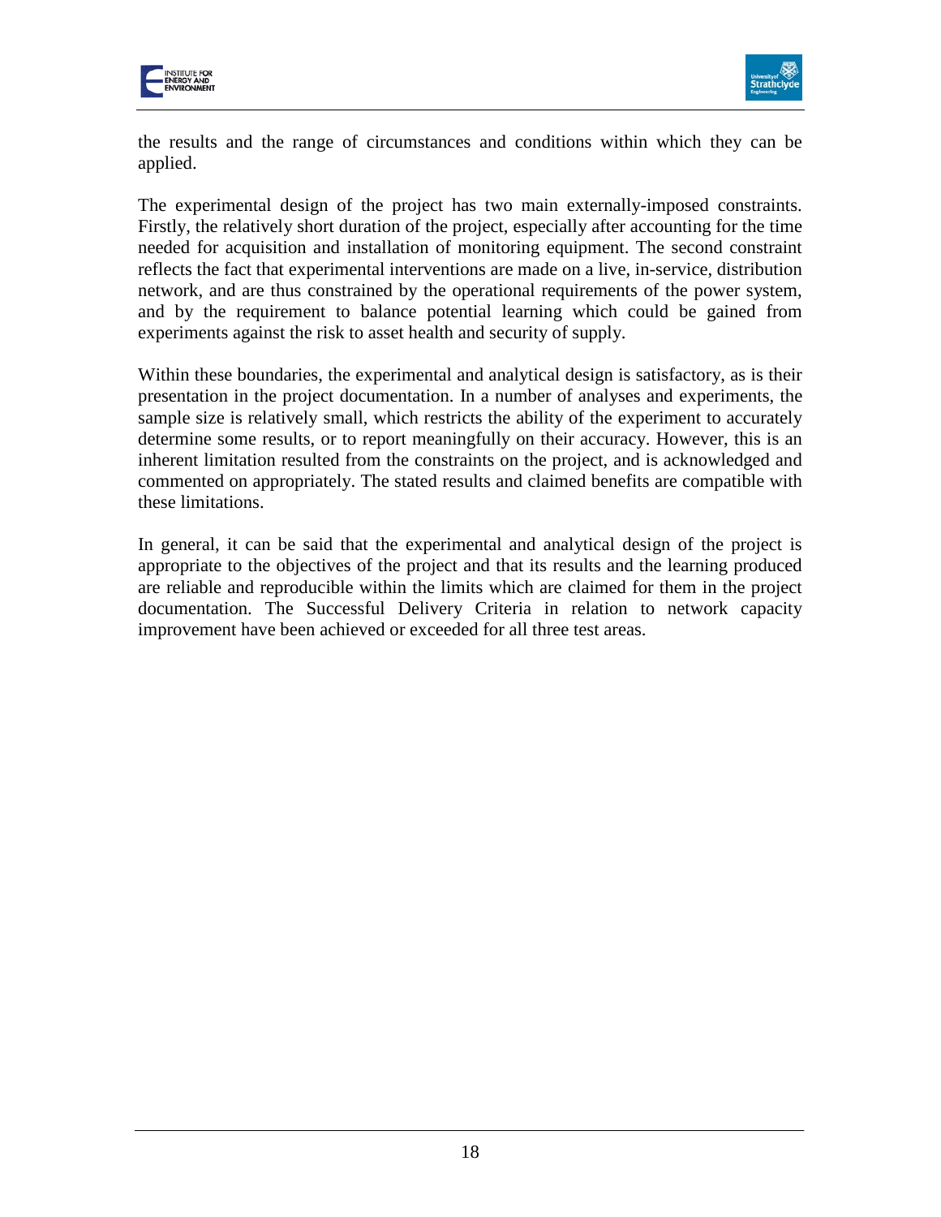the results and the range of circumstances and conditions within which they can be applied.

The experimental design of the project has two main externally-imposed constraints. Firstly, the relatively short duration of the project, especially after accounting for the time needed for acquisition and installation of monitoring equipment. The second constraint reflects the fact that experimental interventions are made on a live, in-service, distribution network, and are thus constrained by the operational requirements of the power system, and by the requirement to balance potential learning which could be gained from experiments against the risk to asset health and security of supply.

Within these boundaries, the experimental and analytical design is satisfactory, as is their presentation in the project documentation. In a number of analyses and experiments, the sample size is relatively small, which restricts the ability of the experiment to accurately determine some results, or to report meaningfully on their accuracy. However, this is an inherent limitation resulted from the constraints on the project, and is acknowledged and commented on appropriately. The stated results and claimed benefits are compatible with these limitations.

In general, it can be said that the experimental and analytical design of the project is appropriate to the objectives of the project and that its results and the learning produced are reliable and reproducible within the limits which are claimed for them in the project documentation. The Successful Delivery Criteria in relation to network capacity improvement have been achieved or exceeded for all three test areas.